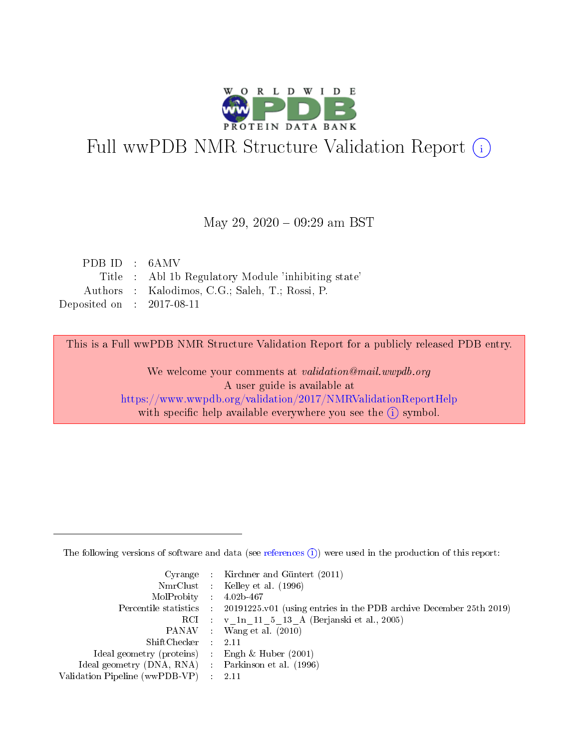# Full wwPDB NMR Structure Validation Report (i)

May 29, 2020 – 09:29 am BST

| | | |
|---|---|---|
| PDB ID | : | 6AMV |
| Title | : | Abl 1b Regulatory Module 'inhibiting state' |
| Authors | : | Kalodimos, C.G.; Saleh, T.; Rossi, P. |
| Deposited on | : | 2017-08-11 |

This is a Full wwPDB NMR Structure Validation Report for a publicly released PDB entry.

We welcome your comments at *validation@mail.wwpdb.org*
A user guide is available at
https://www.wwpdb.org/validation/2017/NMRValidationReportHelp
with specific help available everywhere you see the (i) symbol.

The following versions of software and data (see references (i)) were used in the production of this report:

| | | |
|---|---|---|
| Cyrange | : | Kirchner and Güntert (2011) |
| NmrClust | : | Kelley et al. (1996) |
| MolProbity | : | 4.02b-467 |
| Percentile statistics | : | 20191225.v01 (using entries in the PDB archive December 25th 2019) |
| RCI | : | v_1n_11_5_13_A (Berjanski et al., 2005) |
| PANAV | : | Wang et al. (2010) |
| ShiftChecker | : | 2.11 |
| Ideal geometry (proteins) | : | Engh & Huber (2001) |
| Ideal geometry (DNA, RNA) | : | Parkinson et al. (1996) |
| Validation Pipeline (wwPDB-VP) | : | 2.11 |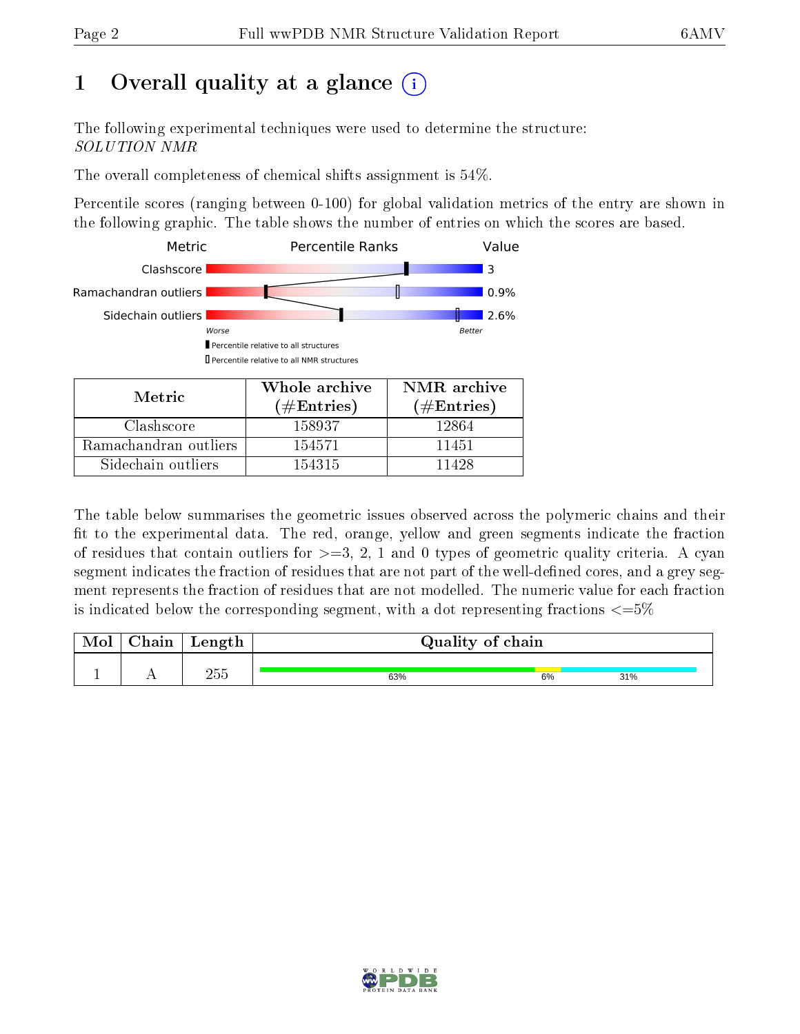# 1 Overall quality at a glance

The following experimental techniques were used to determine the structure:
*SOLUTION NMR*

The overall completeness of chemical shifts assignment is 54%.

Percentile scores (ranging between 0-100) for global validation metrics of the entry are shown in the following graphic. The table shows the number of entries on which the scores are based.

| Metric | Value |
|---|---|
| Clashscore | 3 |
| Ramachandran outliers | 0.9% |
| Sidechain outliers | 2.6% |

Worse — Better

Percentile relative to all structures

Percentile relative to all NMR structures

| Metric | Whole archive (#Entries) | NMR archive (#Entries) |
|---|---|---|
| Clashscore | 158937 | 12864 |
| Ramachandran outliers | 154571 | 11451 |
| Sidechain outliers | 154315 | 11428 |

The table below summarises the geometric issues observed across the polymeric chains and their fit to the experimental data. The red, orange, yellow and green segments indicate the fraction of residues that contain outliers for >=3, 2, 1 and 0 types of geometric quality criteria. A cyan segment indicates the fraction of residues that are not part of the well-defined cores, and a grey segment represents the fraction of residues that are not modelled. The numeric value for each fraction is indicated below the corresponding segment, with a dot representing fractions <=5%

| Mol | Chain | Length | Quality of chain |
|---|---|---|---|
| 1 | A | 255 | 63% · 6% · 31% |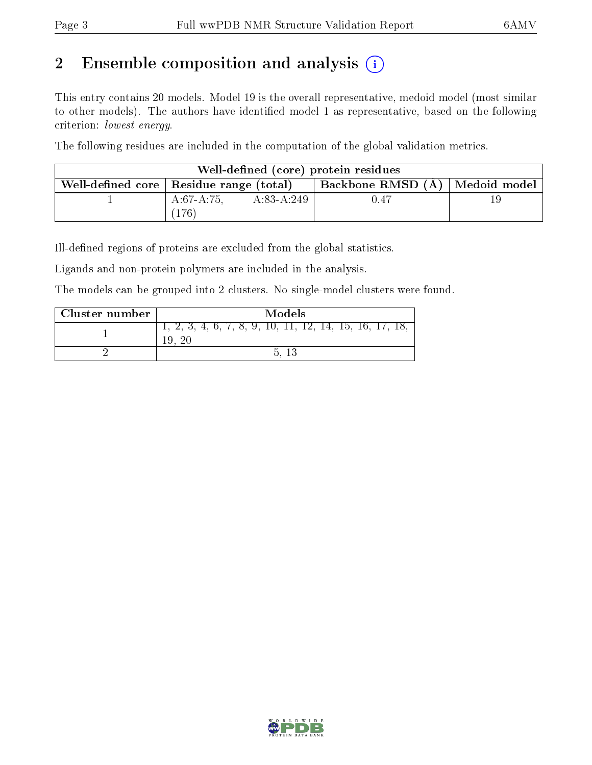# 2 Ensemble composition and analysis (i)

This entry contains 20 models. Model 19 is the overall representative, medoid model (most similar to other models). The authors have identified model 1 as representative, based on the following criterion: *lowest energy*.

The following residues are included in the computation of the global validation metrics.

| Well-defined (core) protein residues | | | |
|---|---|---|---|
| Well-defined core | Residue range (total) | Backbone RMSD (Å) | Medoid model |
| 1 | A:67-A:75, A:83-A:249 (176) | 0.47 | 19 |

Ill-defined regions of proteins are excluded from the global statistics.

Ligands and non-protein polymers are included in the analysis.

The models can be grouped into 2 clusters. No single-model clusters were found.

| Cluster number | Models |
|---|---|
| 1 | 1, 2, 3, 4, 6, 7, 8, 9, 10, 11, 12, 14, 15, 16, 17, 18, 19, 20 |
| 2 | 5, 13 |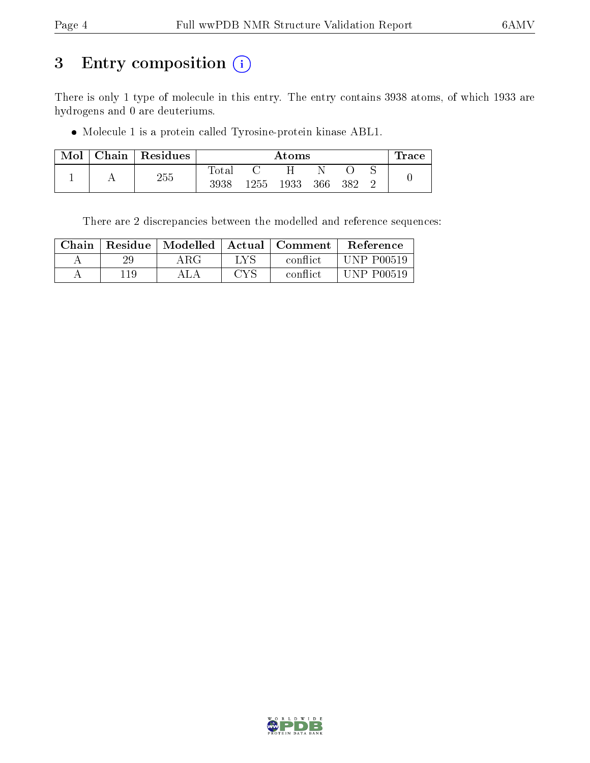# 3 Entry composition (i)

There is only 1 type of molecule in this entry. The entry contains 3938 atoms, of which 1933 are hydrogens and 0 are deuteriums.

- Molecule 1 is a protein called Tyrosine-protein kinase ABL1.

| Mol | Chain | Residues | Atoms | | | | | | Trace |
|---|---|---|---|---|---|---|---|---|---|
| | | | Total | C | H | N | O | S | |
| 1 | A | 255 | 3938 | 1255 | 1933 | 366 | 382 | 2 | 0 |

There are 2 discrepancies between the modelled and reference sequences:

| Chain | Residue | Modelled | Actual | Comment | Reference |
|---|---|---|---|---|---|
| A | 29 | ARG | LYS | conflict | UNP P00519 |
| A | 119 | ALA | CYS | conflict | UNP P00519 |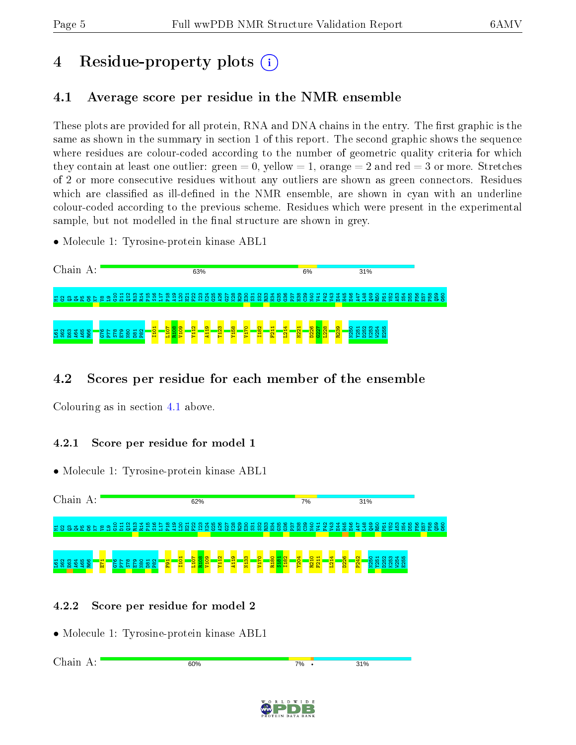# 4 Residue-property plots

## 4.1 Average score per residue in the NMR ensemble

These plots are provided for all protein, RNA and DNA chains in the entry. The first graphic is the same as shown in the summary in section 1 of this report. The second graphic shows the sequence where residues are colour-coded according to the number of geometric quality criteria for which they contain at least one outlier: green = 0, yellow = 1, orange = 2 and red = 3 or more. Stretches of 2 or more consecutive residues without any outliers are shown as green connectors. Residues which are classified as ill-defined in the NMR ensemble, are shown in cyan with an underline colour-coded according to the previous scheme. Residues which were present in the experimental sample, but not modelled in the final structure are shown in grey.

- Molecule 1: Tyrosine-protein kinase ABL1

Chain A: 63% 6% 31%

M1 G2 Q3 Q4 P5 G6 K7 V8 L9 G10 D11 Q12 R13 R14 P15 S16 L17 P18 A19 I20 H21 F22 I23 K24 G25 A26 G27 K28 R29 E30 S31 S32 R33 H34 G35 G36 P37 H38 C39 N40 V41 F42 V43 E44 H45 E46 A47 L48 Q49 R50 P51 V52 A53 S54 D55 F56 E57 P58 Q59 G60 L61 S62 E63 A64 A65 R66 G76 P77 S78 E79 N80 D81 P82 I101 L107 R108 V109 Y112 A119 T123 Y158 V170 I182 F211 L214 H221 D226 G227 L228 R239 N250 Y251 D252 K253 W254 E255

## 4.2 Scores per residue for each member of the ensemble

Colouring as in section 4.1 above.

### 4.2.1 Score per residue for model 1

- Molecule 1: Tyrosine-protein kinase ABL1

Chain A: 62% 7% 31%

M1 G2 Q3 Q4 P5 G6 K7 V8 L9 G10 D11 Q12 R13 R14 P15 S16 L17 P18 A19 I20 H21 F22 I23 K24 G25 A26 G27 K28 R29 E30 S31 S32 R33 H34 G35 G36 P37 H38 C39 N40 V41 F42 V43 E44 H45 E46 A47 L48 Q49 R50 P51 V52 A53 S54 D55 F56 E57 P58 Q59 G60 L61 S62 E63 A64 A65 R66 E71 G76 P77 S78 E79 N80 D81 P82 F91 I101 L107 R108 V109 Y112 A119 N133 V170 R180 S181 I182 Y204 R210 F211 L214 D226 F242 N250 Y251 D252 K253 W254 E255

### 4.2.2 Score per residue for model 2

- Molecule 1: Tyrosine-protein kinase ABL1

Chain A: 60% 7% • 31%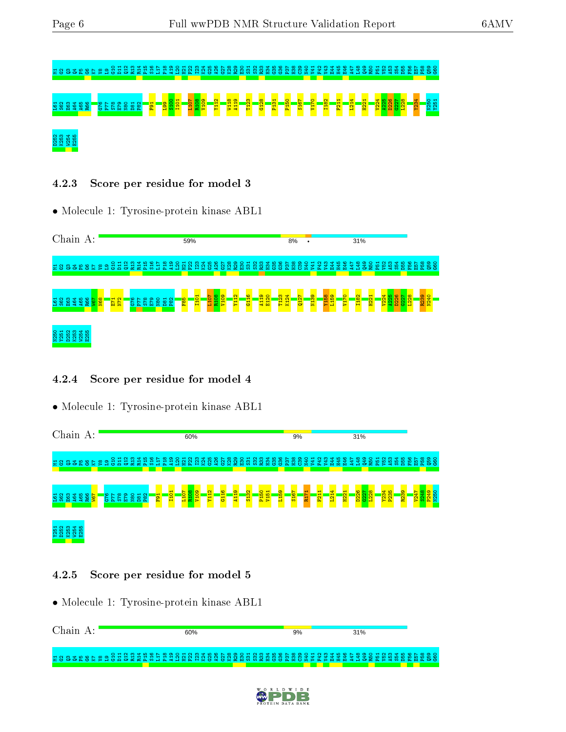M1 G2 Q3 Q4 P5 G6 K7 V8 L9 G10 D11 Q12 R13 R14 P15 S16 L17 P18 A19 L20 H21 F22 I23 K24 G25 A26 G27 K28 R29 E30 S31 S32 R33 H34 G35 G36 P37 H38 C39 N40 V41 F42 V43 E44 H45 E46 A47 L48 Q49 R50 P51 V52 A53 S54 D55 F56 E57 P58 Q59 G60

L61 S62 E63 A64 A65 R66 G76 P77 S78 E79 N80 D81 P82 F91 L99 S100 I101 L107 R108 V109 Y112 W118 A119 T123 G128 P131 P150 S167 V170 I182 F211 L214 H221 V224 A225 D226 G227 L228 Y234 N250 V251

D252 K253 W254 E255

### 4.2.3 Score per residue for model 3

- Molecule 1: Tyrosine-protein kinase ABL1

Chain A: 59% 8% • 31%

M1 G2 Q3 Q4 P5 G6 K7 V8 L9 G10 D11 Q12 R13 R14 P15 S16 L17 P18 A19 L20 H21 F22 I23 K24 G25 A26 G27 K28 R29 E30 S31 S32 R33 H34 G35 G36 P37 H38 C39 N40 V41 F42 V43 E44 H45 E46 A47 L48 Q49 R50 P51 V52 A53 S54 D55 F56 E57 P58 Q59 G60

L61 S62 E63 A64 A65 R66 W67 N68 E71 N72 G76 P77 S78 E79 N80 D81 P82 F85 I101 L107 R108 V109 Y112 G116 A119 E120 T123 K124 Q127 N139 Y158 L159 V170 I182 H221 V224 A225 D226 G227 L228 R239 N240

N250 V251 D252 K253 W254 E255

### 4.2.4 Score per residue for model 4

- Molecule 1: Tyrosine-protein kinase ABL1

Chain A: 60% 9% 31%

M1 G2 Q3 Q4 P5 G6 K7 V8 L9 G10 D11 Q12 R13 R14 P15 S16 L17 P18 A19 L20 H21 F22 I23 K24 G25 A26 G27 K28 R29 E30 S31 S32 R33 H34 G35 G36 P37 H38 C39 N40 V41 F42 V43 E44 H45 E46 A47 L48 Q49 R50 P51 V52 A53 S54 D55 F56 E57 P58 Q59 G60

L61 S62 E63 A64 A65 R66 W67 G76 P77 S78 E79 N80 D81 P82 F91 I101 L107 R108 V109 Y112 G116 A119 S132 P150 V151 L159 S167 R171 F211 L214 H221 D226 G227 L228 Y234 P235 R239 V247 S248 P249 N250

V251 D252 K253 W254 E255

### 4.2.5 Score per residue for model 5

- Molecule 1: Tyrosine-protein kinase ABL1

Chain A: 60% 9% 31%

M1 G2 Q3 Q4 P5 G6 K7 V8 L9 G10 D11 Q12 R13 R14 P15 S16 L17 P18 A19 L20 H21 F22 I23 K24 G25 A26 G27 K28 R29 E30 S31 S32 R33 H34 G35 G36 P37 H38 C39 N40 V41 F42 V43 E44 H45 E46 A47 L48 Q49 R50 P51 V52 A53 S54 D55 F56 E57 P58 Q59 G60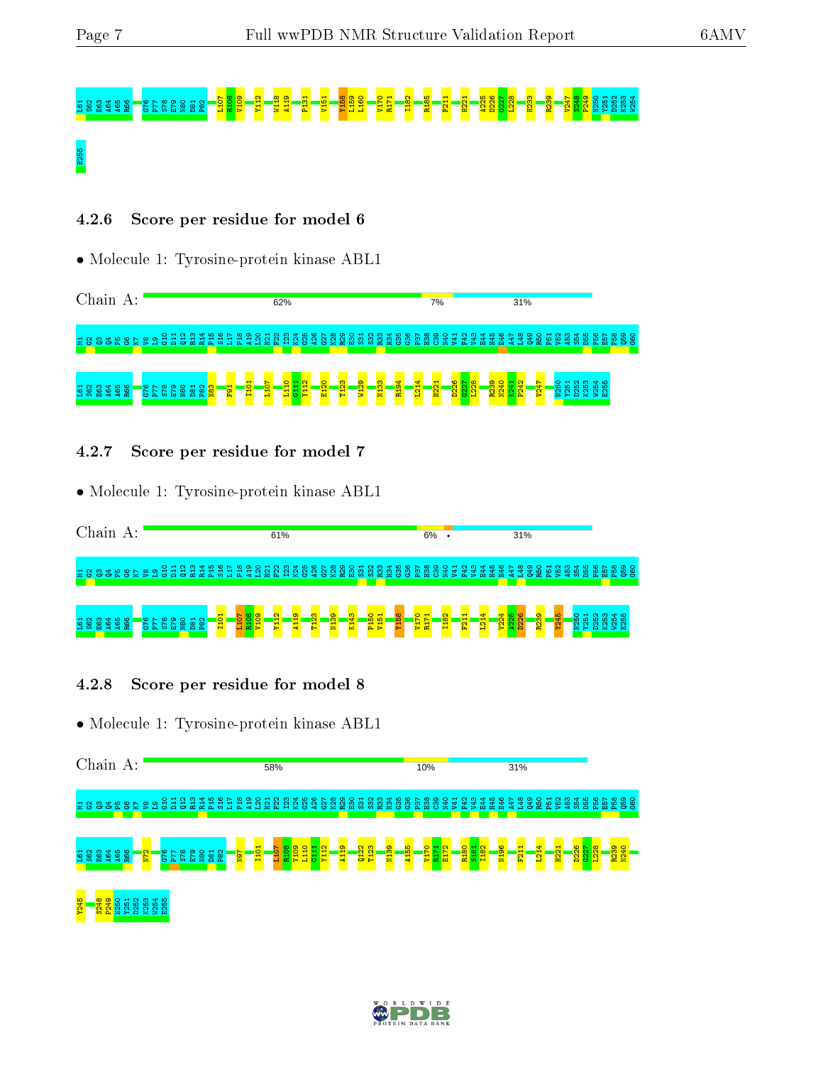L61 S62 E63 A64 A65 R66 G76 P77 S78 E79 N80 D81 P82 L107 R108 V109 Y112 W118 A119 P131 V151 Y158 L159 L160 V170 R171 I182 R185 F211 H221 A225 D226 G227 L228 H233 R239 V247 S248 P249 N250 Y251 D252 K253 W254

E255

### 4.2.6 Score per residue for model 6

- Molecule 1: Tyrosine-protein kinase ABL1

Chain A: 62% | 7% | 31%

M1 G2 Q3 Q4 P5 G6 K7 V8 L9 G10 D11 Q12 R13 R14 P15 S16 L17 P18 A19 L20 H21 F22 I23 K24 G25 A26 G27 K28 R29 E30 S31 S32 R33 H34 G35 G36 P37 H38 C39 N40 V41 F42 V43 E44 H45 E46 A47 L48 Q49 R50 P51 V52 A53 S54 D55 F56 E57 P58 Q59 G60

L61 S62 E63 A64 A65 R66 G76 P77 S78 E79 N80 D81 P82 N83 F91 I101 L107 L110 G111 Y112 E120 T123 W129 N133 R194 L214 H221 D226 G227 L228 R239 N240 K241 P242 V247 N250 Y251 D252 K253 W254 E255

### 4.2.7 Score per residue for model 7

- Molecule 1: Tyrosine-protein kinase ABL1

Chain A: 61% | 6% | • | 31%

M1 G2 Q3 Q4 P5 G6 K7 V8 L9 G10 D11 Q12 R13 R14 P15 S16 L17 P18 A19 L20 H21 F22 I23 K24 G25 A26 G27 K28 R29 E30 S31 S32 R33 H34 G35 G36 P37 H38 C39 N40 V41 F42 V43 E44 H45 E46 A47 L48 Q49 R50 P51 V52 A53 S54 D55 F56 E57 P58 Q59 G60

L61 S62 E63 A64 A65 R66 G76 P77 S78 E79 N80 D81 P82 I101 L107 R108 V109 Y112 A119 T123 N139 K143 P150 V151 Y158 V170 R171 I182 F211 L214 V224 A225 D226 R239 Y245 N250 Y251 D252 K253 W254 E255

### 4.2.8 Score per residue for model 8

- Molecule 1: Tyrosine-protein kinase ABL1

Chain A: 58% | 10% | 31%

M1 G2 Q3 Q4 P5 G6 K7 V8 L9 G10 D11 Q12 R13 R14 P15 S16 L17 P18 A19 L20 H21 F22 I23 K24 G25 A26 G27 K28 R29 E30 S31 S32 R33 H34 G35 G36 P37 H38 C39 N40 V41 F42 V43 E44 H45 E46 A47 L48 Q49 R50 P51 V52 A53 S54 D55 F56 E57 P58 Q59 G60

L61 S62 E63 A64 A65 R66 N72 G76 P77 S78 E79 N80 D81 P82 N97 I101 L107 R108 V109 L110 G111 Y112 A119 Q122 T123 N139 A155 V170 R171 E172 R180 S181 I182 N196 F211 L214 H221 D226 G227 L228 R239 N240

Y245 S248 P249 N250 Y251 D252 K253 W254 E255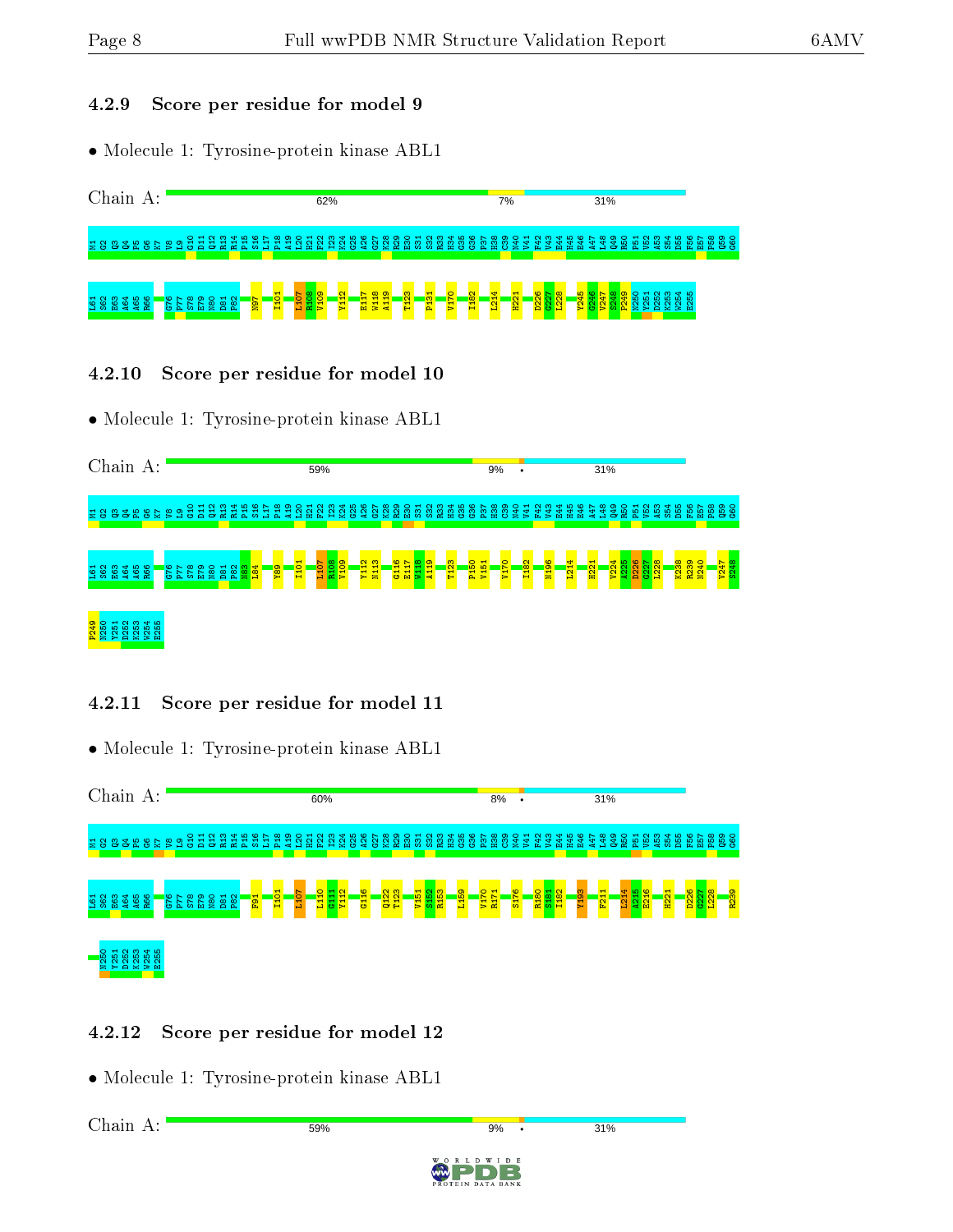### 4.2.9 Score per residue for model 9

- Molecule 1: Tyrosine-protein kinase ABL1

Chain A: 62% 7% 31%

M1 G2 Q3 Q4 P5 G6 K7 V8 L9 G10 D11 Q12 R13 R14 F15 S16 L17 P18 A19 L20 H21 F22 I23 K24 G25 A26 G27 K28 R29 E30 S31 S32 R33 H34 G35 G36 P37 H38 C39 N40 V41 F42 V43 E44 H45 E46 A47 L48 Q49 R50 P51 V52 A53 S54 D55 F56 E57 P58 Q59 G60 L61 S62 E63 A64 A65 R66 G76 P77 S78 E79 N80 D81 P82 N97 I101 L107 R108 V109 Y112 E117 W118 A119 T123 F131 V170 I182 L214 H221 D226 G227 L228 V245 G246 V247 S248 P249 N250 Y251 D252 K253 W254 E255

### 4.2.10 Score per residue for model 10

- Molecule 1: Tyrosine-protein kinase ABL1

Chain A: 59% 9% • 31%

M1 G2 Q3 Q4 P5 G6 K7 V8 L9 G10 D11 Q12 R13 R14 F15 S16 L17 P18 A19 L20 H21 F22 I23 K24 G25 A26 G27 K28 R29 E30 S31 S32 R33 H34 G35 G36 P37 H38 C39 N40 V41 F42 V43 E44 H45 E46 A47 L48 Q49 R50 P51 V52 A53 S54 D55 F56 E57 P58 Q59 G60 L61 S62 E63 A64 A65 R66 G76 P77 S78 E79 N80 D81 P82 N83 L84 Y89 I101 L107 R108 V109 Y112 N113 G116 E117 W118 A119 T123 P150 V151 V170 I182 N196 L214 H221 V224 A225 D226 G227 L228 K238 R239 N240 V247 S248 P249 N250 Y251 D252 K253 W254 E255

### 4.2.11 Score per residue for model 11

- Molecule 1: Tyrosine-protein kinase ABL1

Chain A: 60% 8% • 31%

M1 G2 Q3 Q4 P5 G6 K7 V8 L9 G10 D11 Q12 R13 R14 F15 S16 L17 P18 A19 L20 H21 F22 I23 K24 G25 A26 G27 K28 R29 E30 S31 S32 R33 H34 G35 G36 P37 H38 C39 N40 V41 F42 V43 E44 H45 E46 A47 L48 Q49 R50 P51 V52 A53 S54 D55 F56 E57 P58 Q59 G60 L61 S62 E63 A64 A65 R66 G76 P77 S78 E79 N80 D81 P82 F91 I101 L107 L110 G111 Y112 G116 Q122 T123 V151 S152 R153 L159 V170 R171 S176 R180 S181 I182 Y193 F211 L214 A215 E216 H221 D226 G227 L228 R239 N250 Y251 D252 K253 W254 E255

### 4.2.12 Score per residue for model 12

- Molecule 1: Tyrosine-protein kinase ABL1

Chain A: 59% 9% • 31%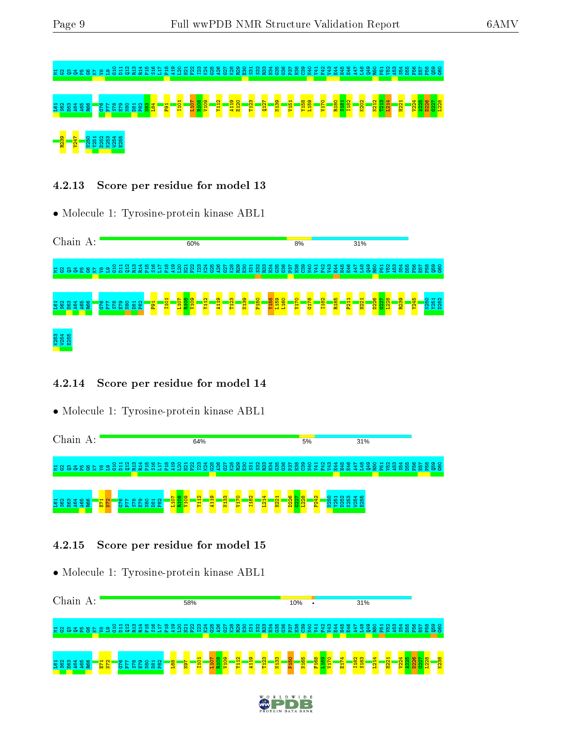M1 Q2 Q3 Q4 P5 G6 K7 V8 L9 G10 D11 Q12 R13 R14 P15 S16 L17 P18 A19 L20 H21 F22 I23 K24 G25 A26 G27 K28 R29 E30 S31 S32 R33 H34 G35 G36 P37 H38 C39 N40 V41 F42 V43 E44 H45 E46 A47 L48 Q49 R50 P51 V52 A53 S54 D55 F56 E57 P58 Q59 G60

L61 S62 E63 A64 A65 R66 G76 P77 S78 E79 N80 D81 P82 N83 L84 F91 I101 L107 R108 V109 Y112 A119 E120 T123 Q127 N139 V151 Y158 L159 V170 R180 S181 I182 K202 N212 T213 L214 H221 V224 A225 D226 G227 L228

R239 V247 N250 Y251 D252 K253 W254 E255

### 4.2.13 Score per residue for model 13

- Molecule 1: Tyrosine-protein kinase ABL1

Chain A: 60% 8% 31%

M1 Q2 Q3 Q4 P5 G6 K7 V8 L9 G10 D11 Q12 R13 R14 P15 S16 L17 P18 A19 L20 H21 F22 I23 K24 G25 A26 G27 K28 R29 E30 S31 S32 R33 H34 G35 G36 P37 H38 C39 N40 V41 F42 V43 E44 H45 E46 A47 L48 Q49 R50 P51 V52 A53 S54 D55 F56 E57 P58 Q59 G60

L61 S62 E63 A64 A65 R66 G76 P77 S78 E79 N80 D81 P82 F91 I101 L107 R108 V109 Y112 A119 T123 N139 P150 Y158 L159 L160 V170 G178 I182 R185 F211 H221 D226 G227 L228 R239 Y245 N250 Y251 D252

K253 W254 E255

### 4.2.14 Score per residue for model 14

- Molecule 1: Tyrosine-protein kinase ABL1

Chain A: 64% 5% 31%

M1 Q2 Q3 Q4 P5 G6 K7 V8 L9 G10 D11 Q12 R13 R14 P15 S16 L17 P18 A19 L20 H21 F22 I23 K24 G25 A26 G27 K28 R29 E30 S31 S32 R33 H34 G35 G36 P37 H38 C39 N40 V41 F42 V43 E44 H45 E46 A47 L48 Q49 R50 P51 V52 A53 S54 D55 F56 E57 P58 Q59 G60

L61 S62 E63 A64 A65 R66 E71 N72 G76 P77 S78 E79 N80 D81 P82 L107 R108 V109 Y112 A119 N133 V170 I182 L214 H221 D226 G227 L228 P242 N250 Y251 D252 K253 W254 E255

### 4.2.15 Score per residue for model 15

- Molecule 1: Tyrosine-protein kinase ABL1

Chain A: 58% 10% • 31%

M1 Q2 Q3 Q4 P5 G6 K7 V8 L9 G10 D11 Q12 R13 R14 P15 S16 L17 P18 A19 L20 H21 F22 I23 K24 G25 A26 G27 K28 R29 E30 S31 S32 R33 H34 G35 G36 P37 H38 C39 N40 V41 F42 V43 E44 H45 E46 A47 L48 Q49 R50 P51 V52 A53 S54 D55 F56 E57 P58 Q59 G60

L61 S62 E63 A64 A65 R66 E71 N72 G76 P77 S78 E79 N80 D81 P82 L88 M97 I101 L107 R108 V109 Y112 A119 T123 N133 P150 N165 F168 L169 V170 E174 I182 S183 L214 H221 V224 A225 D226 G227 L228 K238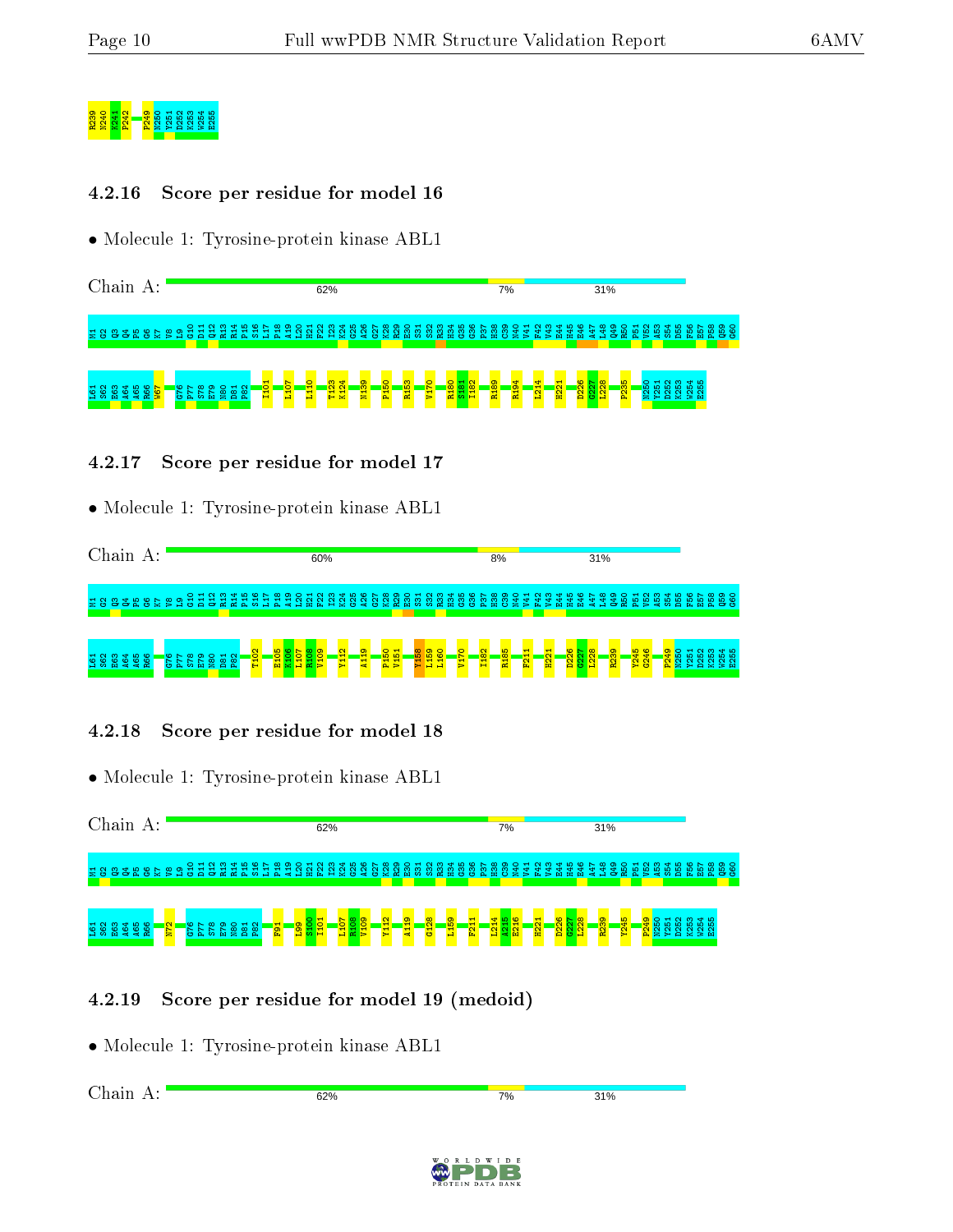R239
N240
K241
P242
P249
N250
Y251
D252
K253
W254
E255

### 4.2.16 Score per residue for model 16

- Molecule 1: Tyrosine-protein kinase ABL1

Chain A: 62% 7% 31%

M1 G2 Q3 Q4 P5 G6 K7 V8 L9 G10 D11 Q12 R13 R14 P15 S16 L17 P18 A19 L20 H21 F22 I23 K24 G25 A26 G27 K28 R29 E30 S31 S32 R33 H34 G35 G36 P37 H38 C39 N40 V41 F42 V43 E44 H45 E46 A47 L48 Q49 R50 P51 V52 A53 S54 D55 F56 E57 P58 Q59 G60 L61 S62 E63 A64 A65 R66 W67 G76 P77 S78 E79 N80 D81 P82 I101 L107 L110 T123 K124 N139 P150 R153 V170 R180 S181 I182 R189 R194 L214 H221 D226 G227 L228 P235 N250 Y251 D252 K253 W254 E255

### 4.2.17 Score per residue for model 17

- Molecule 1: Tyrosine-protein kinase ABL1

Chain A: 60% 8% 31%

M1 G2 Q3 Q4 P5 G6 K7 V8 L9 G10 D11 Q12 R13 R14 P15 S16 L17 P18 A19 L20 H21 F22 I23 K24 G25 A26 G27 K28 R29 E30 S31 S32 R33 H34 G35 G36 P37 H38 C39 N40 V41 F42 V43 E44 H45 E46 A47 L48 Q49 R50 P51 V52 A53 S54 D55 F56 E57 P58 Q59 G60 L61 S62 E63 A64 A65 R66 G76 P77 S78 E79 N80 D81 P82 T102 E105 K106 L107 R108 V109 Y112 A119 P150 V151 Y158 L159 L160 V170 I182 R185 F211 H221 D226 G227 L228 R239 Y245 G246 P249 N250 Y251 D252 K253 W254 E255

### 4.2.18 Score per residue for model 18

- Molecule 1: Tyrosine-protein kinase ABL1

Chain A: 62% 7% 31%

M1 G2 Q3 Q4 P5 G6 K7 V8 L9 G10 D11 Q12 R13 R14 P15 S16 L17 P18 A19 L20 H21 F22 I23 K24 G25 A26 G27 K28 R29 E30 S31 S32 R33 H34 G35 G36 P37 H38 C39 N40 V41 F42 V43 E44 H45 E46 A47 L48 Q49 R50 P51 V52 A53 S54 D55 F56 E57 P58 Q59 G60 L61 S62 E63 A64 A65 R66 N72 G76 P77 S78 E79 N80 D81 P82 F91 L99 S100 I101 L107 R108 V109 Y112 A119 G128 L159 F211 L214 A215 E216 H221 D226 G227 L228 R239 Y245 P249 N250 Y251 D252 K253 W254 E255

### 4.2.19 Score per residue for model 19 (medoid)

- Molecule 1: Tyrosine-protein kinase ABL1

Chain A: 62% 7% 31%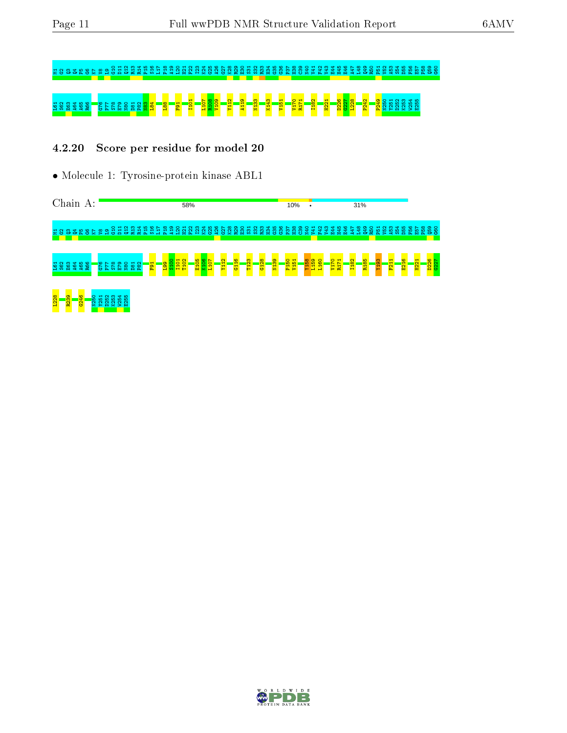M1 G2 Q3 Q4 P5 G6 K7 V8 L9 G10 D11 Q12 R13 R14 F15 S16 L17 P18 A19 L20 H21 F22 I23 K24 G25 A26 G27 K28 R29 E30 S31 S32 R33 H34 G35 G36 P37 H38 C39 N40 V41 F42 V43 E44 H45 E46 A47 L48 Q49 R50 F51 V52 A53 S54 D55 F56 E57 P58 Q59 G60

L61 S62 E63 A64 A65 R66 G76 P77 S78 E79 N80 D81 P82 N83 L84 L88 F91 I101 L107 K108 V109 Y112 A119 N133 K143 V151 V170 R171 I182 H221 D226 G227 L228 P242 P249 N250 Y251 D252 K253 W254 E255

### 4.2.20 Score per residue for model 20

- Molecule 1: Tyrosine-protein kinase ABL1

Chain A: 58% 10% • 31%

M1 G2 Q3 Q4 P5 G6 K7 V8 L9 G10 D11 Q12 R13 R14 F15 S16 L17 P18 A19 L20 H21 F22 I23 K24 G25 A26 G27 K28 R29 E30 S31 S32 R33 H34 G35 G36 P37 H38 C39 N40 V41 F42 V43 E44 H45 E46 A47 L48 Q49 R50 F51 V52 A53 S54 D55 F56 E57 P58 Q59 G60

L61 S62 E63 A64 A65 R66 G76 P77 S78 E79 N80 D81 P82 F91 L99 S100 I101 T102 E105 K106 L107 Y112 G116 T123 G128 N139 P150 V151 Y158 L159 L160 V170 R171 I182 R185 Y193 F211 E216 H221 D226 G227

L228 R239 G246 N250 Y251 D252 K253 W254 E255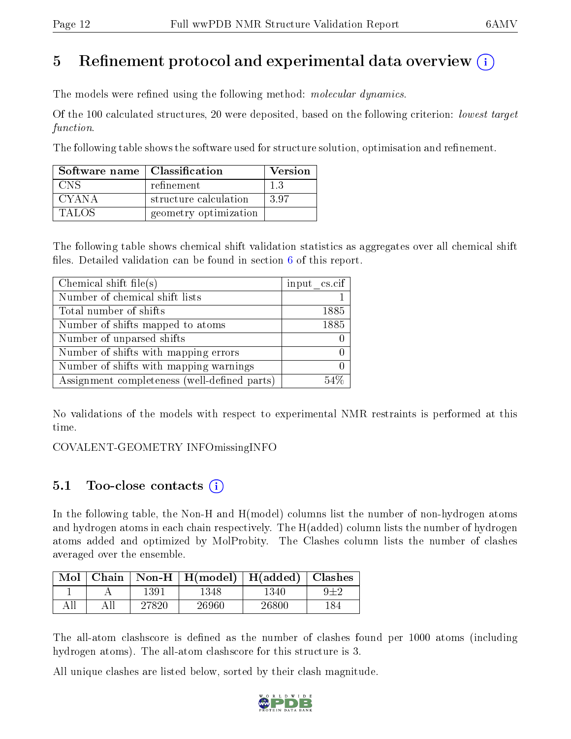# 5 Refinement protocol and experimental data overview (i)

The models were refined using the following method: *molecular dynamics*.

Of the 100 calculated structures, 20 were deposited, based on the following criterion: *lowest target function*.

The following table shows the software used for structure solution, optimisation and refinement.

| Software name | Classification | Version |
|---|---|---|
| CNS | refinement | 1.3 |
| CYANA | structure calculation | 3.97 |
| TALOS | geometry optimization | |

The following table shows chemical shift validation statistics as aggregates over all chemical shift files. Detailed validation can be found in section 6 of this report.

| Chemical shift file(s) | input_cs.cif |
|---|---|
| Number of chemical shift lists | 1 |
| Total number of shifts | 1885 |
| Number of shifts mapped to atoms | 1885 |
| Number of unparsed shifts | 0 |
| Number of shifts with mapping errors | 0 |
| Number of shifts with mapping warnings | 0 |
| Assignment completeness (well-defined parts) | 54% |

No validations of the models with respect to experimental NMR restraints is performed at this time.

COVALENT-GEOMETRY INFOmissingINFO

## 5.1 Too-close contacts (i)

In the following table, the Non-H and H(model) columns list the number of non-hydrogen atoms and hydrogen atoms in each chain respectively. The H(added) column lists the number of hydrogen atoms added and optimized by MolProbity. The Clashes column lists the number of clashes averaged over the ensemble.

| Mol | Chain | Non-H | H(model) | H(added) | Clashes |
|---|---|---|---|---|---|
| 1 | A | 1391 | 1348 | 1340 | 9±2 |
| All | All | 27820 | 26960 | 26800 | 184 |

The all-atom clashscore is defined as the number of clashes found per 1000 atoms (including hydrogen atoms). The all-atom clashscore for this structure is 3.

All unique clashes are listed below, sorted by their clash magnitude.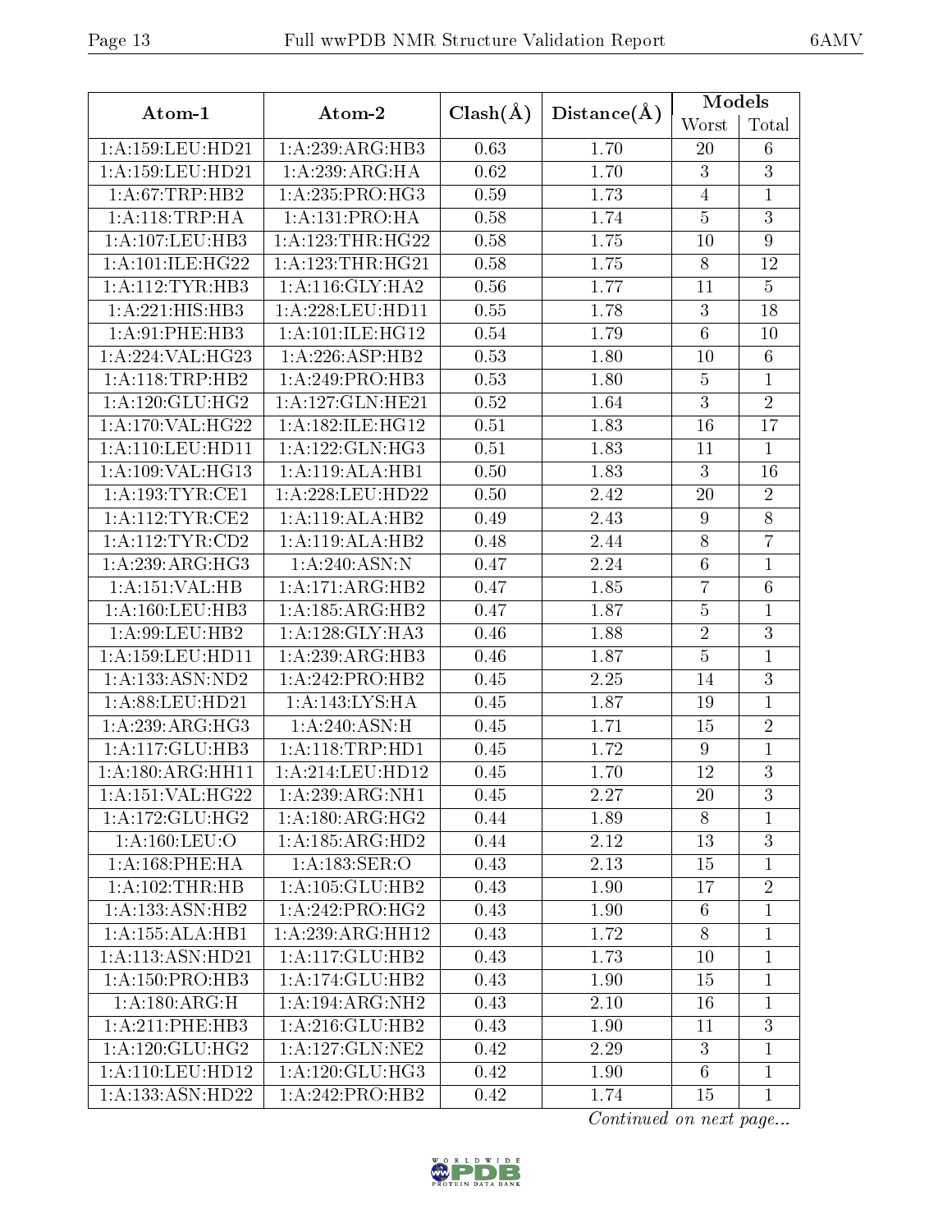| Atom-1 | Atom-2 | Clash(Å) | Distance(Å) | Models | |
|---|---|---|---|---|---|
| | | | | Worst | Total |
| 1:A:159:LEU:HD21 | 1:A:239:ARG:HB3 | 0.63 | 1.70 | 20 | 6 |
| 1:A:159:LEU:HD21 | 1:A:239:ARG:HA | 0.62 | 1.70 | 3 | 3 |
| 1:A:67:TRP:HB2 | 1:A:235:PRO:HG3 | 0.59 | 1.73 | 4 | 1 |
| 1:A:118:TRP:HA | 1:A:131:PRO:HA | 0.58 | 1.74 | 5 | 3 |
| 1:A:107:LEU:HB3 | 1:A:123:THR:HG22 | 0.58 | 1.75 | 10 | 9 |
| 1:A:101:ILE:HG22 | 1:A:123:THR:HG21 | 0.58 | 1.75 | 8 | 12 |
| 1:A:112:TYR:HB3 | 1:A:116:GLY:HA2 | 0.56 | 1.77 | 11 | 5 |
| 1:A:221:HIS:HB3 | 1:A:228:LEU:HD11 | 0.55 | 1.78 | 3 | 18 |
| 1:A:91:PHE:HB3 | 1:A:101:ILE:HG12 | 0.54 | 1.79 | 6 | 10 |
| 1:A:224:VAL:HG23 | 1:A:226:ASP:HB2 | 0.53 | 1.80 | 10 | 6 |
| 1:A:118:TRP:HB2 | 1:A:249:PRO:HB3 | 0.53 | 1.80 | 5 | 1 |
| 1:A:120:GLU:HG2 | 1:A:127:GLN:HE21 | 0.52 | 1.64 | 3 | 2 |
| 1:A:170:VAL:HG22 | 1:A:182:ILE:HG12 | 0.51 | 1.83 | 16 | 17 |
| 1:A:110:LEU:HD11 | 1:A:122:GLN:HG3 | 0.51 | 1.83 | 11 | 1 |
| 1:A:109:VAL:HG13 | 1:A:119:ALA:HB1 | 0.50 | 1.83 | 3 | 16 |
| 1:A:193:TYR:CE1 | 1:A:228:LEU:HD22 | 0.50 | 2.42 | 20 | 2 |
| 1:A:112:TYR:CE2 | 1:A:119:ALA:HB2 | 0.49 | 2.43 | 9 | 8 |
| 1:A:112:TYR:CD2 | 1:A:119:ALA:HB2 | 0.48 | 2.44 | 8 | 7 |
| 1:A:239:ARG:HG3 | 1:A:240:ASN:N | 0.47 | 2.24 | 6 | 1 |
| 1:A:151:VAL:HB | 1:A:171:ARG:HB2 | 0.47 | 1.85 | 7 | 6 |
| 1:A:160:LEU:HB3 | 1:A:185:ARG:HB2 | 0.47 | 1.87 | 5 | 1 |
| 1:A:99:LEU:HB2 | 1:A:128:GLY:HA3 | 0.46 | 1.88 | 2 | 3 |
| 1:A:159:LEU:HD11 | 1:A:239:ARG:HB3 | 0.46 | 1.87 | 5 | 1 |
| 1:A:133:ASN:ND2 | 1:A:242:PRO:HB2 | 0.45 | 2.25 | 14 | 3 |
| 1:A:88:LEU:HD21 | 1:A:143:LYS:HA | 0.45 | 1.87 | 19 | 1 |
| 1:A:239:ARG:HG3 | 1:A:240:ASN:H | 0.45 | 1.71 | 15 | 2 |
| 1:A:117:GLU:HB3 | 1:A:118:TRP:HD1 | 0.45 | 1.72 | 9 | 1 |
| 1:A:180:ARG:HH11 | 1:A:214:LEU:HD12 | 0.45 | 1.70 | 12 | 3 |
| 1:A:151:VAL:HG22 | 1:A:239:ARG:NH1 | 0.45 | 2.27 | 20 | 3 |
| 1:A:172:GLU:HG2 | 1:A:180:ARG:HG2 | 0.44 | 1.89 | 8 | 1 |
| 1:A:160:LEU:O | 1:A:185:ARG:HD2 | 0.44 | 2.12 | 13 | 3 |
| 1:A:168:PHE:HA | 1:A:183:SER:O | 0.43 | 2.13 | 15 | 1 |
| 1:A:102:THR:HB | 1:A:105:GLU:HB2 | 0.43 | 1.90 | 17 | 2 |
| 1:A:133:ASN:HB2 | 1:A:242:PRO:HG2 | 0.43 | 1.90 | 6 | 1 |
| 1:A:155:ALA:HB1 | 1:A:239:ARG:HH12 | 0.43 | 1.72 | 8 | 1 |
| 1:A:113:ASN:HD21 | 1:A:117:GLU:HB2 | 0.43 | 1.73 | 10 | 1 |
| 1:A:150:PRO:HB3 | 1:A:174:GLU:HB2 | 0.43 | 1.90 | 15 | 1 |
| 1:A:180:ARG:H | 1:A:194:ARG:NH2 | 0.43 | 2.10 | 16 | 1 |
| 1:A:211:PHE:HB3 | 1:A:216:GLU:HB2 | 0.43 | 1.90 | 11 | 3 |
| 1:A:120:GLU:HG2 | 1:A:127:GLN:NE2 | 0.42 | 2.29 | 3 | 1 |
| 1:A:110:LEU:HD12 | 1:A:120:GLU:HG3 | 0.42 | 1.90 | 6 | 1 |
| 1:A:133:ASN:HD22 | 1:A:242:PRO:HB2 | 0.42 | 1.74 | 15 | 1 |

*Continued on next page...*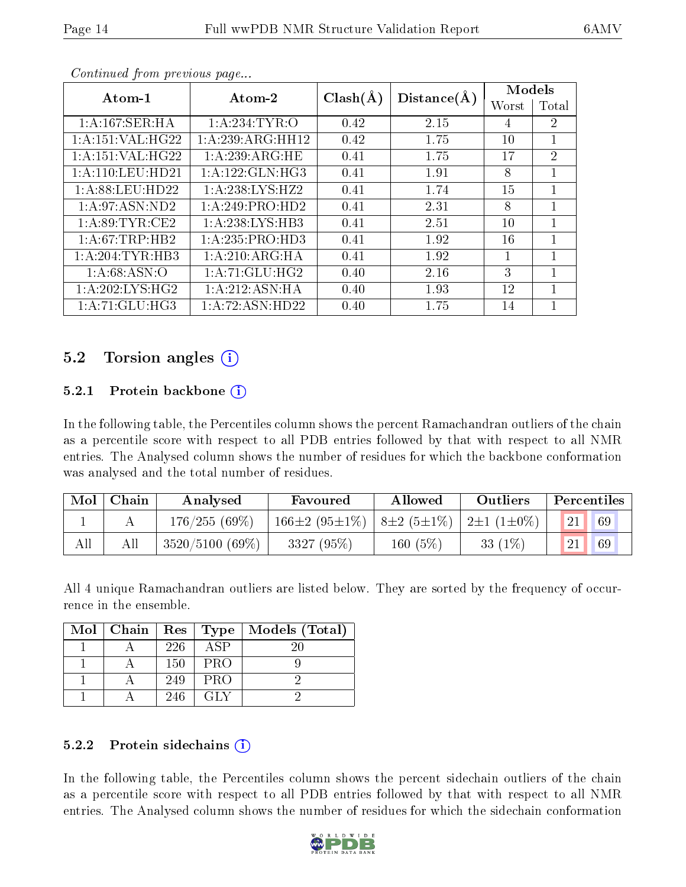*Continued from previous page...*

| Atom-1 | Atom-2 | Clash(Å) | Distance(Å) | Models | |
|---|---|---|---|---|---|
| | | | | Worst | Total |
| 1:A:167:SER:HA | 1:A:234:TYR:O | 0.42 | 2.15 | 4 | 2 |
| 1:A:151:VAL:HG22 | 1:A:239:ARG:HH12 | 0.42 | 1.75 | 10 | 1 |
| 1:A:151:VAL:HG22 | 1:A:239:ARG:HE | 0.41 | 1.75 | 17 | 2 |
| 1:A:110:LEU:HD21 | 1:A:122:GLN:HG3 | 0.41 | 1.91 | 8 | 1 |
| 1:A:88:LEU:HD22 | 1:A:238:LYS:HZ2 | 0.41 | 1.74 | 15 | 1 |
| 1:A:97:ASN:ND2 | 1:A:249:PRO:HD2 | 0.41 | 2.31 | 8 | 1 |
| 1:A:89:TYR:CE2 | 1:A:238:LYS:HB3 | 0.41 | 2.51 | 10 | 1 |
| 1:A:67:TRP:HB2 | 1:A:235:PRO:HD3 | 0.41 | 1.92 | 16 | 1 |
| 1:A:204:TYR:HB3 | 1:A:210:ARG:HA | 0.41 | 1.92 | 1 | 1 |
| 1:A:68:ASN:O | 1:A:71:GLU:HG2 | 0.40 | 2.16 | 3 | 1 |
| 1:A:202:LYS:HG2 | 1:A:212:ASN:HA | 0.40 | 1.93 | 12 | 1 |
| 1:A:71:GLU:HG3 | 1:A:72:ASN:HD22 | 0.40 | 1.75 | 14 | 1 |

## 5.2 Torsion angles

### 5.2.1 Protein backbone

In the following table, the Percentiles column shows the percent Ramachandran outliers of the chain as a percentile score with respect to all PDB entries followed by that with respect to all NMR entries. The Analysed column shows the number of residues for which the backbone conformation was analysed and the total number of residues.

| Mol | Chain | Analysed | Favoured | Allowed | Outliers | Percentiles | |
|---|---|---|---|---|---|---|---|
| 1 | A | 176/255 (69%) | 166±2 (95±1%) | 8±2 (5±1%) | 2±1 (1±0%) | 21 | 69 |
| All | All | 3520/5100 (69%) | 3327 (95%) | 160 (5%) | 33 (1%) | 21 | 69 |

All 4 unique Ramachandran outliers are listed below. They are sorted by the frequency of occurrence in the ensemble.

| Mol | Chain | Res | Type | Models (Total) |
|---|---|---|---|---|
| 1 | A | 226 | ASP | 20 |
| 1 | A | 150 | PRO | 9 |
| 1 | A | 249 | PRO | 2 |
| 1 | A | 246 | GLY | 2 |

### 5.2.2 Protein sidechains

In the following table, the Percentiles column shows the percent sidechain outliers of the chain as a percentile score with respect to all PDB entries followed by that with respect to all NMR entries. The Analysed column shows the number of residues for which the sidechain conformation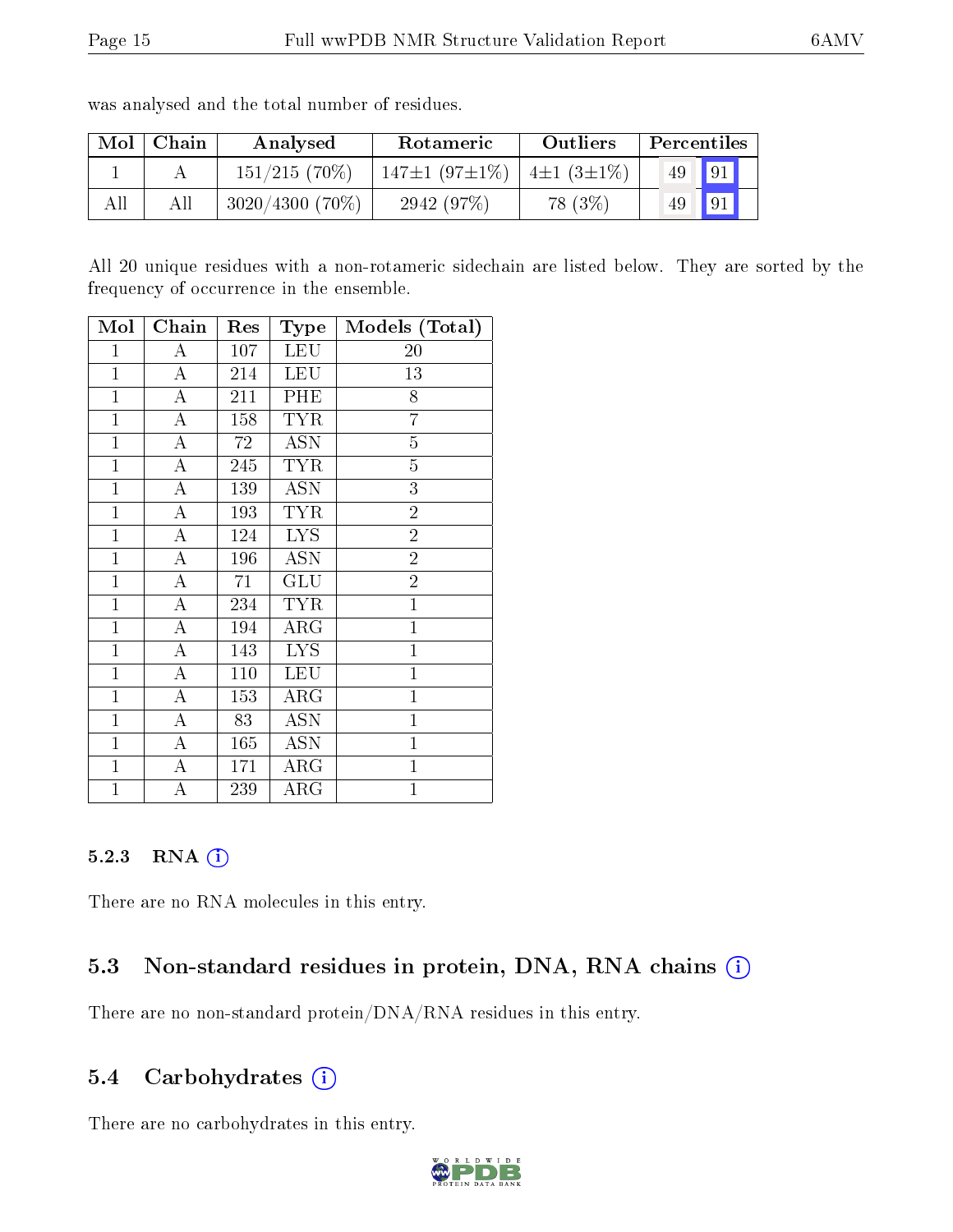was analysed and the total number of residues.

| Mol | Chain | Analysed | Rotameric | Outliers | Percentiles | |
|---|---|---|---|---|---|---|
| 1 | A | 151/215 (70%) | 147±1 (97±1%) | 4±1 (3±1%) | 49 | 91 |
| All | All | 3020/4300 (70%) | 2942 (97%) | 78 (3%) | 49 | 91 |

All 20 unique residues with a non-rotameric sidechain are listed below. They are sorted by the frequency of occurrence in the ensemble.

| Mol | Chain | Res | Type | Models (Total) |
|---|---|---|---|---|
| 1 | A | 107 | LEU | 20 |
| 1 | A | 214 | LEU | 13 |
| 1 | A | 211 | PHE | 8 |
| 1 | A | 158 | TYR | 7 |
| 1 | A | 72 | ASN | 5 |
| 1 | A | 245 | TYR | 5 |
| 1 | A | 139 | ASN | 3 |
| 1 | A | 193 | TYR | 2 |
| 1 | A | 124 | LYS | 2 |
| 1 | A | 196 | ASN | 2 |
| 1 | A | 71 | GLU | 2 |
| 1 | A | 234 | TYR | 1 |
| 1 | A | 194 | ARG | 1 |
| 1 | A | 143 | LYS | 1 |
| 1 | A | 110 | LEU | 1 |
| 1 | A | 153 | ARG | 1 |
| 1 | A | 83 | ASN | 1 |
| 1 | A | 165 | ASN | 1 |
| 1 | A | 171 | ARG | 1 |
| 1 | A | 239 | ARG | 1 |

#### 5.2.3 RNA

There are no RNA molecules in this entry.

### 5.3 Non-standard residues in protein, DNA, RNA chains

There are no non-standard protein/DNA/RNA residues in this entry.

### 5.4 Carbohydrates

There are no carbohydrates in this entry.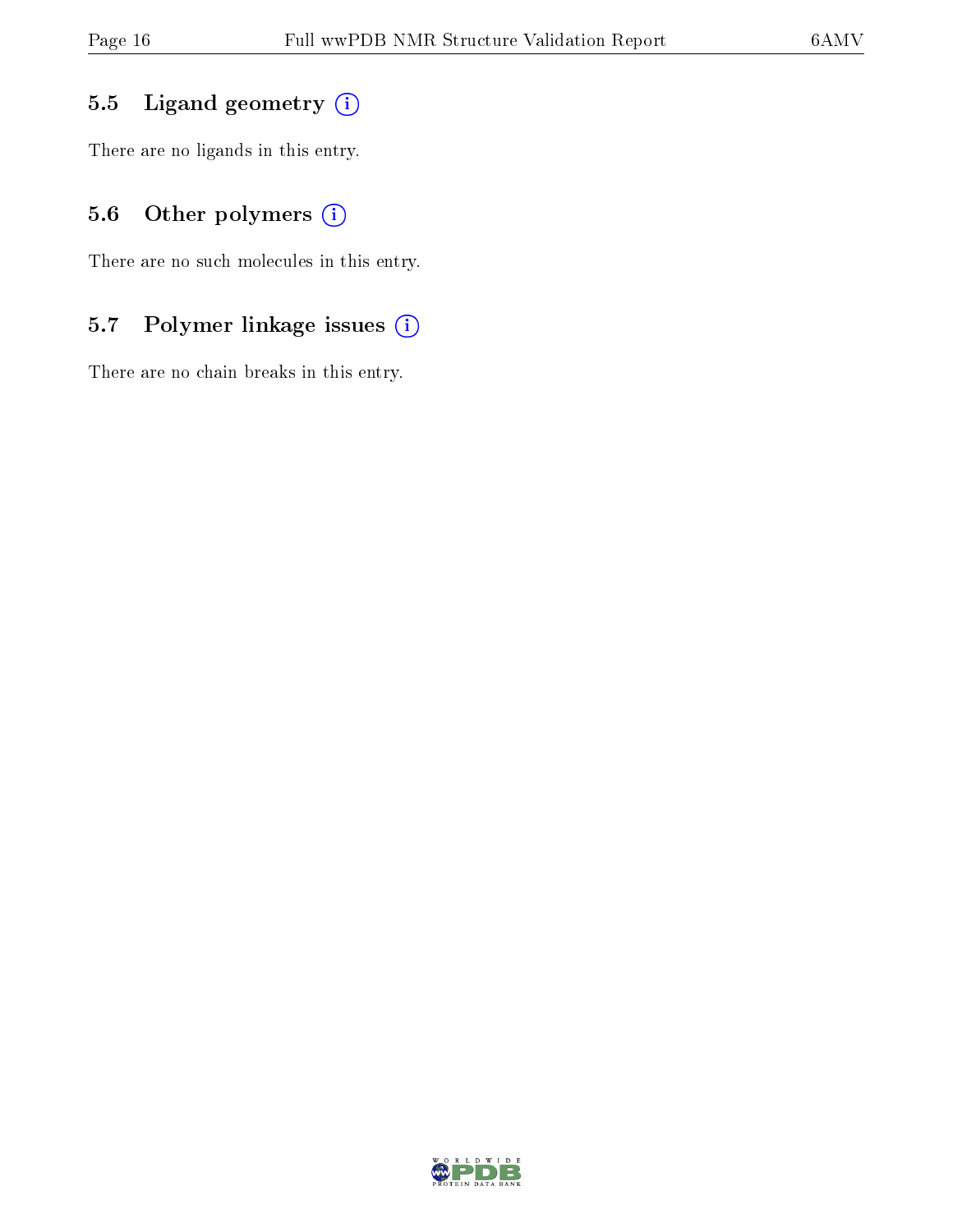### 5.5 Ligand geometry

There are no ligands in this entry.

### 5.6 Other polymers

There are no such molecules in this entry.

### 5.7 Polymer linkage issues

There are no chain breaks in this entry.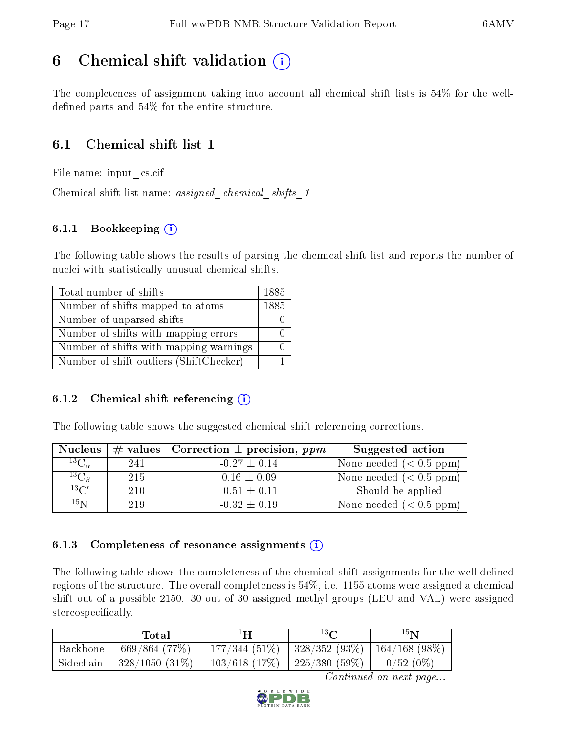# 6 Chemical shift validation (i)

The completeness of assignment taking into account all chemical shift lists is 54% for the well-defined parts and 54% for the entire structure.

## 6.1 Chemical shift list 1

File name: input_cs.cif

Chemical shift list name: *assigned_chemical_shifts_1*

### 6.1.1 Bookkeeping (i)

The following table shows the results of parsing the chemical shift list and reports the number of nuclei with statistically unusual chemical shifts.

| Total number of shifts | 1885 |
|---|---|
| Number of shifts mapped to atoms | 1885 |
| Number of unparsed shifts | 0 |
| Number of shifts with mapping errors | 0 |
| Number of shifts with mapping warnings | 0 |
| Number of shift outliers (ShiftChecker) | 1 |

### 6.1.2 Chemical shift referencing (i)

The following table shows the suggested chemical shift referencing corrections.

| Nucleus | # values | Correction ± precision, *ppm* | Suggested action |
|---|---|---|---|
| $^{13}C_{\alpha}$ | 241 | -0.27 ± 0.14 | None needed (< 0.5 ppm) |
| $^{13}C_{\beta}$ | 215 | 0.16 ± 0.09 | None needed (< 0.5 ppm) |
| $^{13}C'$ | 210 | -0.51 ± 0.11 | Should be applied |
| $^{15}N$ | 219 | -0.32 ± 0.19 | None needed (< 0.5 ppm) |

### 6.1.3 Completeness of resonance assignments (i)

The following table shows the completeness of the chemical shift assignments for the well-defined regions of the structure. The overall completeness is 54%, i.e. 1155 atoms were assigned a chemical shift out of a possible 2150. 30 out of 30 assigned methyl groups (LEU and VAL) were assigned stereospecifically.

| | Total | $^{1}H$ | $^{13}C$ | $^{15}N$ |
|---|---|---|---|---|
| Backbone | 669/864 (77%) | 177/344 (51%) | 328/352 (93%) | 164/168 (98%) |
| Sidechain | 328/1050 (31%) | 103/618 (17%) | 225/380 (59%) | 0/52 (0%) |

*Continued on next page...*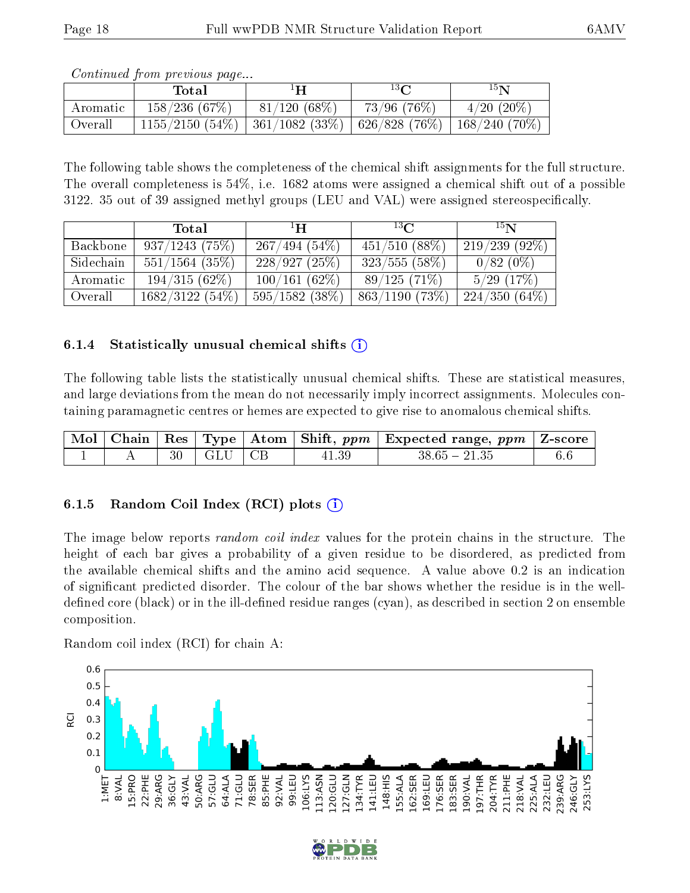*Continued from previous page...*

| | Total | $^{1}$H | $^{13}$C | $^{15}$N |
|---|---|---|---|---|
| Aromatic | 158/236 (67%) | 81/120 (68%) | 73/96 (76%) | 4/20 (20%) |
| Overall | 1155/2150 (54%) | 361/1082 (33%) | 626/828 (76%) | 168/240 (70%) |

The following table shows the completeness of the chemical shift assignments for the full structure. The overall completeness is 54%, i.e. 1682 atoms were assigned a chemical shift out of a possible 3122. 35 out of 39 assigned methyl groups (LEU and VAL) were assigned stereospecifically.

| | Total | $^{1}$H | $^{13}$C | $^{15}$N |
|---|---|---|---|---|
| Backbone | 937/1243 (75%) | 267/494 (54%) | 451/510 (88%) | 219/239 (92%) |
| Sidechain | 551/1564 (35%) | 228/927 (25%) | 323/555 (58%) | 0/82 (0%) |
| Aromatic | 194/315 (62%) | 100/161 (62%) | 89/125 (71%) | 5/29 (17%) |
| Overall | 1682/3122 (54%) | 595/1582 (38%) | 863/1190 (73%) | 224/350 (64%) |

### 6.1.4 Statistically unusual chemical shifts

The following table lists the statistically unusual chemical shifts. These are statistical measures, and large deviations from the mean do not necessarily imply incorrect assignments. Molecules containing paramagnetic centres or hemes are expected to give rise to anomalous chemical shifts.

| Mol | Chain | Res | Type | Atom | Shift, *ppm* | Expected range, *ppm* | Z-score |
|---|---|---|---|---|---|---|---|
| 1 | A | 30 | GLU | CB | 41.39 | 38.65 – 21.35 | 6.6 |

### 6.1.5 Random Coil Index (RCI) plots

The image below reports *random coil index* values for the protein chains in the structure. The height of each bar gives a probability of a given residue to be disordered, as predicted from the available chemical shifts and the amino acid sequence. A value above 0.2 is an indication of significant predicted disorder. The colour of the bar shows whether the residue is in the well-defined core (black) or in the ill-defined residue ranges (cyan), as described in section 2 on ensemble composition.

Random coil index (RCI) for chain A:

RCI
0.6
0.5
0.4
0.3
0.2
0.1
0
1:MET 8:VAL 15:PRO 22:PHE 29:ARG 36:GLY 43:VAL 50:ARG 57:GLU 64:ALA 71:GLU 78:SER 85:PHE 92:VAL 99:LEU 106:LYS 113:ASN 120:GLU 127:GLN 134:TYR 141:LEU 148:HIS 155:ALA 162:SER 169:LEU 176:SER 183:SER 190:VAL 197:THR 204:TYR 211:PHE 218:VAL 225:ALA 232:LEU 239:ARG 246:GLY 253:LYS